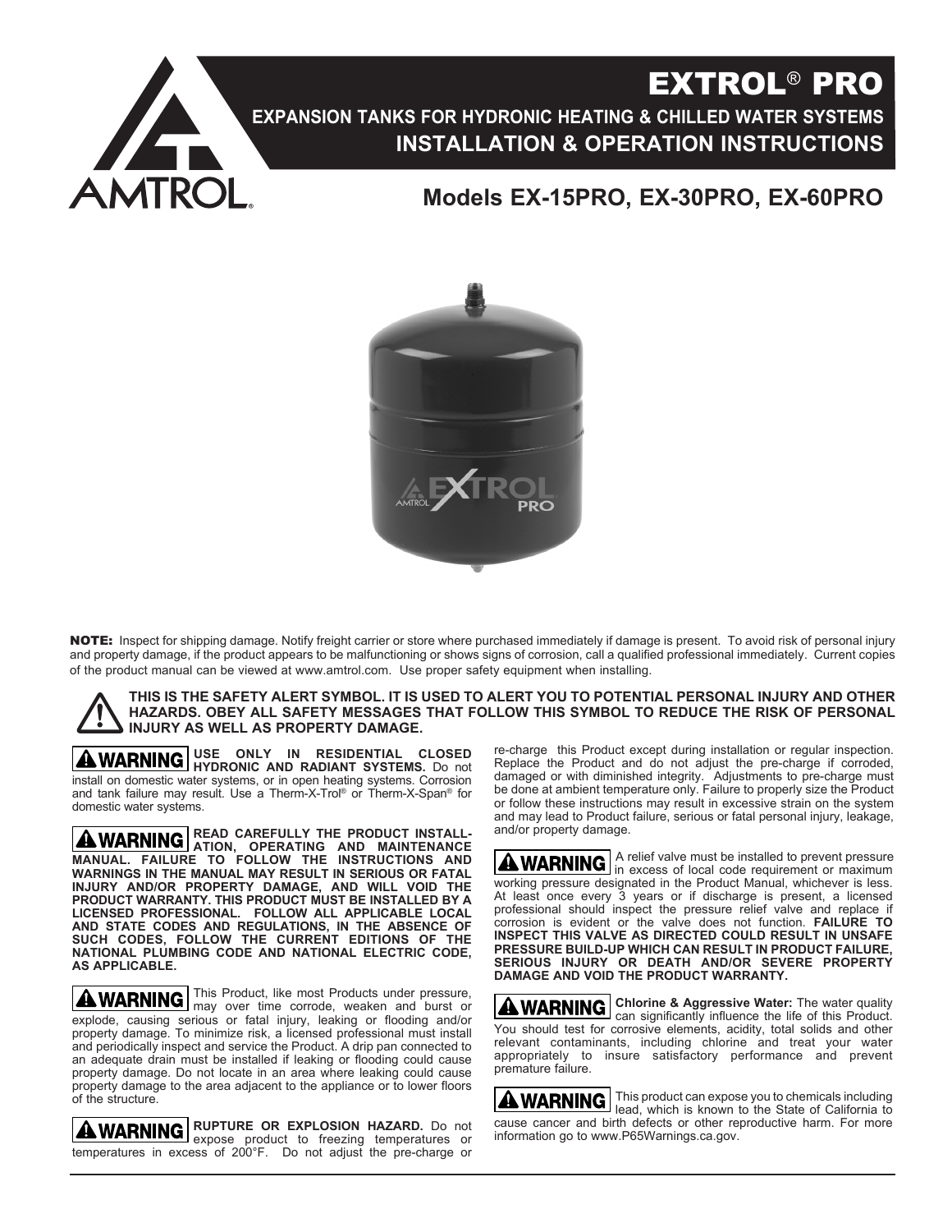# EXTROL® PRO

## EXPANSION TANKS FOR HYDRONIC HEATING & CHILLED WATER SYSTEMS

## INSTALLATION & OPERATION INSTRUCTIONS

## Models EX-15PRO, EX-30PRO, EX-60PRO

**NOTE:** Inspect for shipping damage. Notify freight carrier or store where purchased immediately if damage is present. To avoid risk of personal injury and property damage, if the product appears to be malfunctioning or shows signs of corrosion, call a qualified professional immediately. Current copies of the product manual can be viewed at www.amtrol.com. Use proper safety equipment when installing.

**THIS IS THE SAFETY ALERT SYMBOL. IT IS USED TO ALERT YOU TO POTENTIAL PERSONAL INJURY AND OTHER HAZARDS. OBEY ALL SAFETY MESSAGES THAT FOLLOW THIS SYMBOL TO REDUCE THE RISK OF PERSONAL INJURY AS WELL AS PROPERTY DAMAGE.**

**⚠ WARNING** **USE ONLY IN RESIDENTIAL CLOSED HYDRONIC AND RADIANT SYSTEMS.** Do not install on domestic water systems, or in open heating systems. Corrosion and tank failure may result. Use a Therm-X-Trol® or Therm-X-Span® for domestic water systems.

**⚠ WARNING** **READ CAREFULLY THE PRODUCT INSTALLATION, OPERATING AND MAINTENANCE MANUAL. FAILURE TO FOLLOW THE INSTRUCTIONS AND WARNINGS IN THE MANUAL MAY RESULT IN SERIOUS OR FATAL INJURY AND/OR PROPERTY DAMAGE, AND WILL VOID THE PRODUCT WARRANTY. THIS PRODUCT MUST BE INSTALLED BY A LICENSED PROFESSIONAL. FOLLOW ALL APPLICABLE LOCAL AND STATE CODES AND REGULATIONS, IN THE ABSENCE OF SUCH CODES, FOLLOW THE CURRENT EDITIONS OF THE NATIONAL PLUMBING CODE AND NATIONAL ELECTRIC CODE, AS APPLICABLE.**

**⚠ WARNING** This Product, like most Products under pressure, may over time corrode, weaken and burst or explode, causing serious or fatal injury, leaking or flooding and/or property damage. To minimize risk, a licensed professional must install and periodically inspect and service the Product. A drip pan connected to an adequate drain must be installed if leaking or flooding could cause property damage. Do not locate in an area where leaking could cause property damage to the area adjacent to the appliance or to lower floors of the structure.

**⚠ WARNING** **RUPTURE OR EXPLOSION HAZARD.** Do not expose product to freezing temperatures or temperatures in excess of 200°F. Do not adjust the pre-charge or re-charge this Product except during installation or regular inspection. Replace the Product and do not adjust the pre-charge if corroded, damaged or with diminished integrity. Adjustments to pre-charge must be done at ambient temperature only. Failure to properly size the Product or follow these instructions may result in excessive strain on the system and may lead to Product failure, serious or fatal personal injury, leakage, and/or property damage.

**⚠ WARNING** A relief valve must be installed to prevent pressure in excess of local code requirement or maximum working pressure designated in the Product Manual, whichever is less. At least once every 3 years or if discharge is present, a licensed professional should inspect the pressure relief valve and replace if corrosion is evident or the valve does not function. **FAILURE TO INSPECT THIS VALVE AS DIRECTED COULD RESULT IN UNSAFE PRESSURE BUILD-UP WHICH CAN RESULT IN PRODUCT FAILURE, SERIOUS INJURY OR DEATH AND/OR SEVERE PROPERTY DAMAGE AND VOID THE PRODUCT WARRANTY.**

**⚠ WARNING** **Chlorine & Aggressive Water:** The water quality can significantly influence the life of this Product. You should test for corrosive elements, acidity, total solids and other relevant contaminants, including chlorine and treat your water appropriately to insure satisfactory performance and prevent premature failure.

**⚠ WARNING** This product can expose you to chemicals including lead, which is known to the State of California to cause cancer and birth defects or other reproductive harm. For more information go to www.P65Warnings.ca.gov.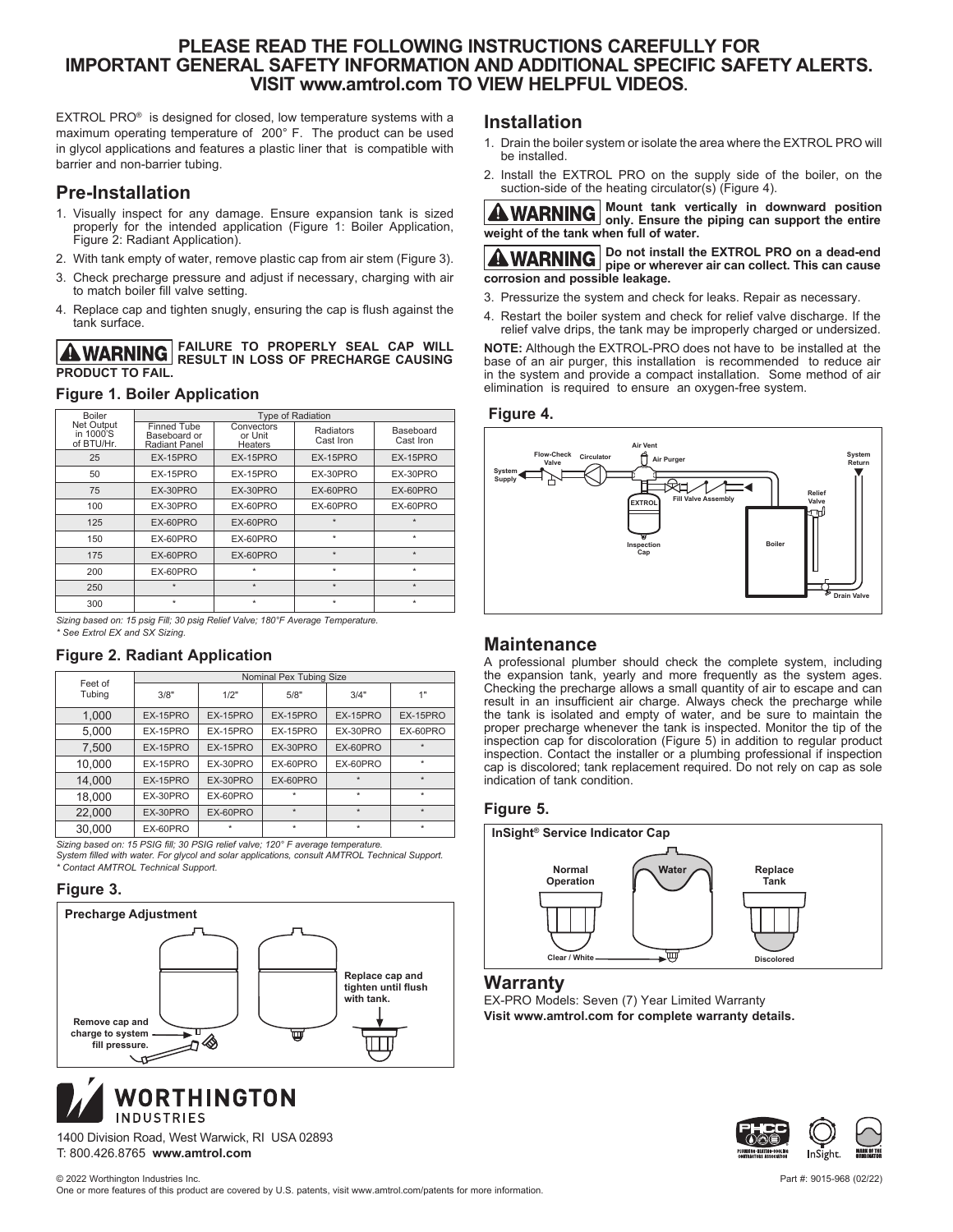# PLEASE READ THE FOLLOWING INSTRUCTIONS CAREFULLY FOR IMPORTANT GENERAL SAFETY INFORMATION AND ADDITIONAL SPECIFIC SAFETY ALERTS. VISIT www.amtrol.com TO VIEW HELPFUL VIDEOS.

EXTROL PRO® is designed for closed, low temperature systems with a maximum operating temperature of 200° F. The product can be used in glycol applications and features a plastic liner that is compatible with barrier and non-barrier tubing.

## Pre-Installation

1. Visually inspect for any damage. Ensure expansion tank is sized properly for the intended application (Figure 1: Boiler Application, Figure 2: Radiant Application).
2. With tank empty of water, remove plastic cap from air stem (Figure 3).
3. Check precharge pressure and adjust if necessary, charging with air to match boiler fill valve setting.
4. Replace cap and tighten snugly, ensuring the cap is flush against the tank surface.

**⚠ WARNING FAILURE TO PROPERLY SEAL CAP WILL RESULT IN LOSS OF PRECHARGE CAUSING PRODUCT TO FAIL.**

### Figure 1. Boiler Application

| Boiler Net Output in 1000'S of BTU/Hr. | Type of Radiation | | | |
|---|---|---|---|---|
| | Finned Tube Baseboard or Radiant Panel | Convectors or Unit Heaters | Radiators Cast Iron | Baseboard Cast Iron |
| 25 | EX-15PRO | EX-15PRO | EX-15PRO | EX-15PRO |
| 50 | EX-15PRO | EX-15PRO | EX-30PRO | EX-30PRO |
| 75 | EX-30PRO | EX-30PRO | EX-60PRO | EX-60PRO |
| 100 | EX-30PRO | EX-60PRO | EX-60PRO | EX-60PRO |
| 125 | EX-60PRO | EX-60PRO | * | * |
| 150 | EX-60PRO | EX-60PRO | * | * |
| 175 | EX-60PRO | EX-60PRO | * | * |
| 200 | EX-60PRO | * | * | * |
| 250 | * | * | * | * |
| 300 | * | * | * | * |

*Sizing based on: 15 psig Fill; 30 psig Relief Valve; 180°F Average Temperature.*
*\* See Extrol EX and SX Sizing.*

### Figure 2. Radiant Application

| Feet of Tubing | Nominal Pex Tubing Size | | | | |
|---|---|---|---|---|---|
| | 3/8" | 1/2" | 5/8" | 3/4" | 1" |
| 1,000 | EX-15PRO | EX-15PRO | EX-15PRO | EX-15PRO | EX-15PRO |
| 5,000 | EX-15PRO | EX-15PRO | EX-15PRO | EX-30PRO | EX-60PRO |
| 7,500 | EX-15PRO | EX-15PRO | EX-30PRO | EX-60PRO | * |
| 10,000 | EX-15PRO | EX-30PRO | EX-60PRO | EX-60PRO | * |
| 14,000 | EX-15PRO | EX-30PRO | EX-60PRO | * | * |
| 18,000 | EX-30PRO | EX-60PRO | * | * | * |
| 22,000 | EX-30PRO | EX-60PRO | * | * | * |
| 30,000 | EX-60PRO | * | * | * | * |

*Sizing based on: 15 PSIG fill; 30 PSIG relief valve; 120° F average temperature.*
*System filled with water. For glycol and solar applications, consult AMTROL Technical Support.*
*\* Contact AMTROL Technical Support.*

### Figure 3.

Precharge Adjustment

Remove cap and charge to system fill pressure.

Replace cap and tighten until flush with tank.

## Installation

1. Drain the boiler system or isolate the area where the EXTROL PRO will be installed.
2. Install the EXTROL PRO on the supply side of the boiler, on the suction-side of the heating circulator(s) (Figure 4).

**⚠ WARNING Mount tank vertically in downward position only. Ensure the piping can support the entire weight of the tank when full of water.**

**⚠ WARNING Do not install the EXTROL PRO on a dead-end pipe or wherever air can collect. This can cause corrosion and possible leakage.**

3. Pressurize the system and check for leaks. Repair as necessary.
4. Restart the boiler system and check for relief valve discharge. If the relief valve drips, the tank may be improperly charged or undersized.

**NOTE:** Although the EXTROL-PRO does not have to be installed at the base of an air purger, this installation is recommended to reduce air in the system and provide a compact installation. Some method of air elimination is required to ensure an oxygen-free system.

### Figure 4.

Air Vent
Flow-Check Valve
Circulator
Air Purger
System Supply
System Return
EXTROL
Fill Valve Assembly
Relief Valve
Inspection Cap
Boiler
Drain Valve

## Maintenance

A professional plumber should check the complete system, including the expansion tank, yearly and more frequently as the system ages. Checking the precharge allows a small quantity of air to escape and can result in an insufficient air charge. Always check the precharge while the tank is isolated and empty of water, and be sure to maintain the proper precharge whenever the tank is inspected. Monitor the tip of the inspection cap for discoloration (Figure 5) in addition to regular product inspection. Contact the installer or a plumbing professional if inspection cap is discolored; tank replacement required. Do not rely on cap as sole indication of tank condition.

### Figure 5.

InSight® Service Indicator Cap

Normal Operation
Water
Replace Tank
Clear / White
Discolored

## Warranty

EX-PRO Models: Seven (7) Year Limited Warranty
**Visit www.amtrol.com for complete warranty details.**

WORTHINGTON INDUSTRIES
1400 Division Road, West Warwick, RI USA 02893
T: 800.426.8765 **www.amtrol.com**

© 2022 Worthington Industries Inc.
One or more features of this product are covered by U.S. patents, visit www.amtrol.com/patents for more information.

Part #: 9015-968 (02/22)